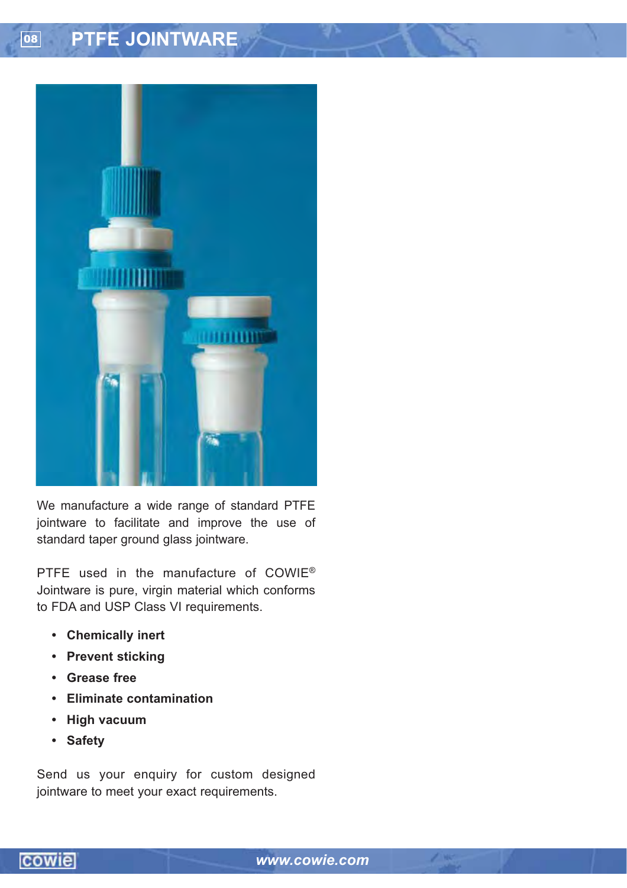# PTFE JOINTWARE

We manufacture a wide range of standard PTFE jointware to facilitate and improve the use of standard taper ground glass jointware.

PTFE used in the manufacture of COWIE® Jointware is pure, virgin material which conforms to FDA and USP Class VI requirements.

- **Chemically inert**
- **Prevent sticking**
- **Grease free**
- **Eliminate contamination**
- **High vacuum**
- **Safety**

Send us your enquiry for custom designed jointware to meet your exact requirements.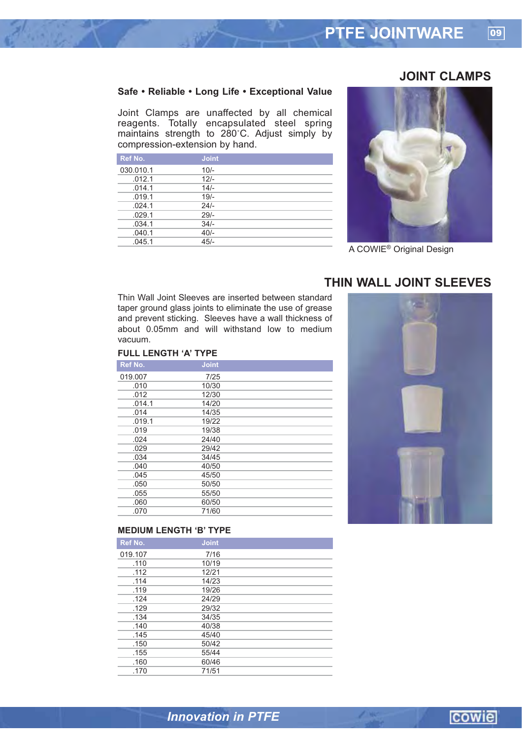## JOINT CLAMPS

**Safe • Reliable • Long Life • Exceptional Value**

Joint Clamps are unaffected by all chemical reagents. Totally encapsulated steel spring maintains strength to 280°C. Adjust simply by compression-extension by hand.

| Ref No. | Joint |
|---|---|
| 030.010.1 | 10/- |
| .012.1 | 12/- |
| .014.1 | 14/- |
| .019.1 | 19/- |
| .024.1 | 24/- |
| .029.1 | 29/- |
| .034.1 | 34/- |
| .040.1 | 40/- |
| .045.1 | 45/- |

A COWIE® Original Design

## THIN WALL JOINT SLEEVES

Thin Wall Joint Sleeves are inserted between standard taper ground glass joints to eliminate the use of grease and prevent sticking. Sleeves have a wall thickness of about 0.05mm and will withstand low to medium vacuum.

### FULL LENGTH 'A' TYPE

| Ref No. | Joint |
|---|---|
| 019.007 | 7/25 |
| .010 | 10/30 |
| .012 | 12/30 |
| .014.1 | 14/20 |
| .014 | 14/35 |
| .019.1 | 19/22 |
| .019 | 19/38 |
| .024 | 24/40 |
| .029 | 29/42 |
| .034 | 34/45 |
| .040 | 40/50 |
| .045 | 45/50 |
| .050 | 50/50 |
| .055 | 55/50 |
| .060 | 60/50 |
| .070 | 71/60 |

### MEDIUM LENGTH 'B' TYPE

| Ref No. | Joint |
|---|---|
| 019.107 | 7/16 |
| .110 | 10/19 |
| .112 | 12/21 |
| .114 | 14/23 |
| .119 | 19/26 |
| .124 | 24/29 |
| .129 | 29/32 |
| .134 | 34/35 |
| .140 | 40/38 |
| .145 | 45/40 |
| .150 | 50/42 |
| .155 | 55/44 |
| .160 | 60/46 |
| .170 | 71/51 |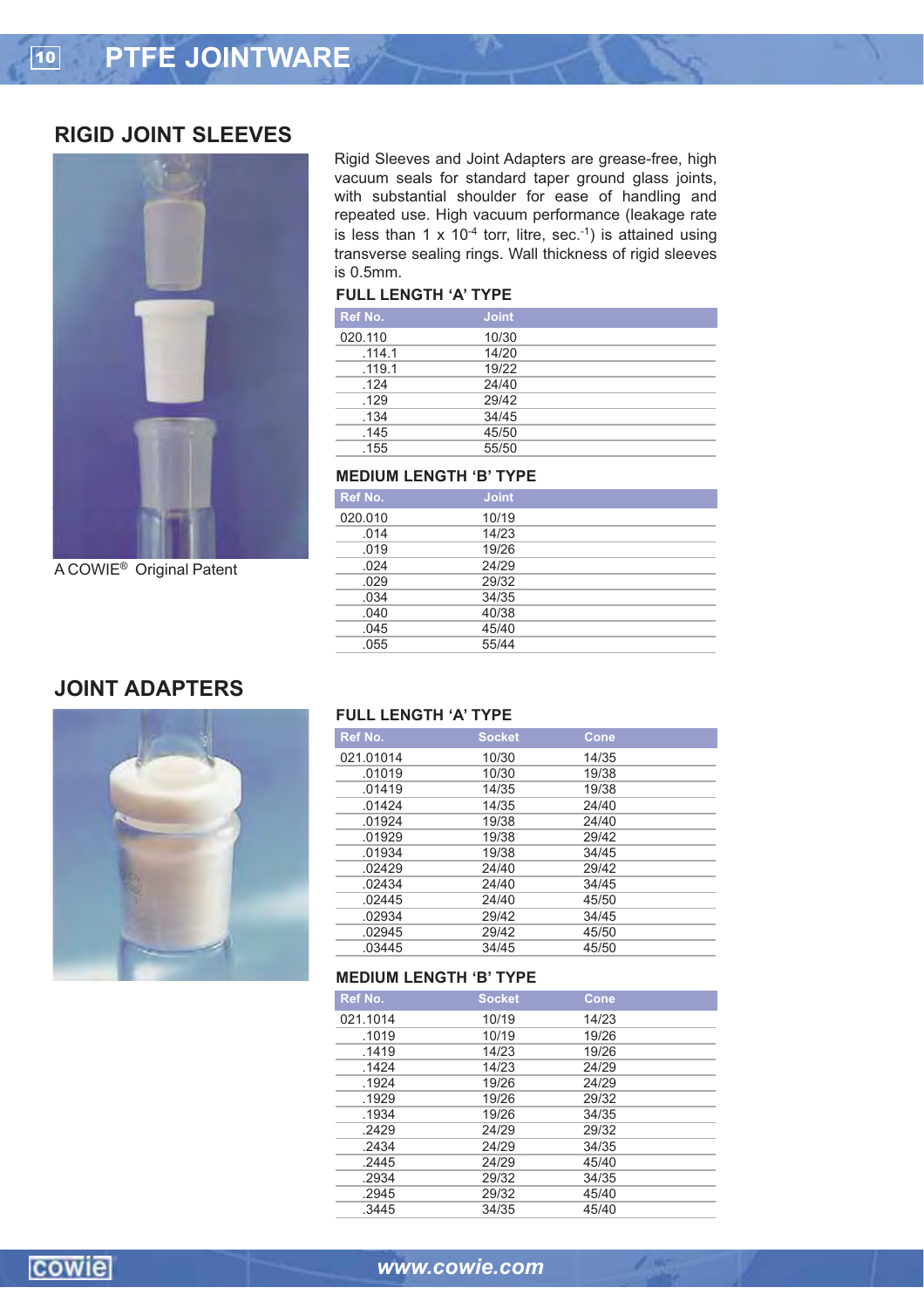# PTFE JOINTWARE

## RIGID JOINT SLEEVES

A COWIE® Original Patent

Rigid Sleeves and Joint Adapters are grease-free, high vacuum seals for standard taper ground glass joints, with substantial shoulder for ease of handling and repeated use. High vacuum performance (leakage rate is less than 1 x $10^{-4}$ torr, litre, $sec.^{-1}$) is attained using transverse sealing rings. Wall thickness of rigid sleeves is 0.5mm.

### FULL LENGTH 'A' TYPE

| Ref No. | Joint |
|---|---|
| 020.110 | 10/30 |
| .114.1 | 14/20 |
| .119.1 | 19/22 |
| .124 | 24/40 |
| .129 | 29/42 |
| .134 | 34/45 |
| .145 | 45/50 |
| .155 | 55/50 |

### MEDIUM LENGTH 'B' TYPE

| Ref No. | Joint |
|---|---|
| 020.010 | 10/19 |
| .014 | 14/23 |
| .019 | 19/26 |
| .024 | 24/29 |
| .029 | 29/32 |
| .034 | 34/35 |
| .040 | 40/38 |
| .045 | 45/40 |
| .055 | 55/44 |

## JOINT ADAPTERS

### FULL LENGTH 'A' TYPE

| Ref No. | Socket | Cone |
|---|---|---|
| 021.01014 | 10/30 | 14/35 |
| .01019 | 10/30 | 19/38 |
| .01419 | 14/35 | 19/38 |
| .01424 | 14/35 | 24/40 |
| .01924 | 19/38 | 24/40 |
| .01929 | 19/38 | 29/42 |
| .01934 | 19/38 | 34/45 |
| .02429 | 24/40 | 29/42 |
| .02434 | 24/40 | 34/45 |
| .02445 | 24/40 | 45/50 |
| .02934 | 29/42 | 34/45 |
| .02945 | 29/42 | 45/50 |
| .03445 | 34/45 | 45/50 |

### MEDIUM LENGTH 'B' TYPE

| Ref No. | Socket | Cone |
|---|---|---|
| 021.1014 | 10/19 | 14/23 |
| .1019 | 10/19 | 19/26 |
| .1419 | 14/23 | 19/26 |
| .1424 | 14/23 | 24/29 |
| .1924 | 19/26 | 24/29 |
| .1929 | 19/26 | 29/32 |
| .1934 | 19/26 | 34/35 |
| .2429 | 24/29 | 29/32 |
| .2434 | 24/29 | 34/35 |
| .2445 | 24/29 | 45/40 |
| .2934 | 29/32 | 34/35 |
| .2945 | 29/32 | 45/40 |
| .3445 | 34/35 | 45/40 |

cowie www.cowie.com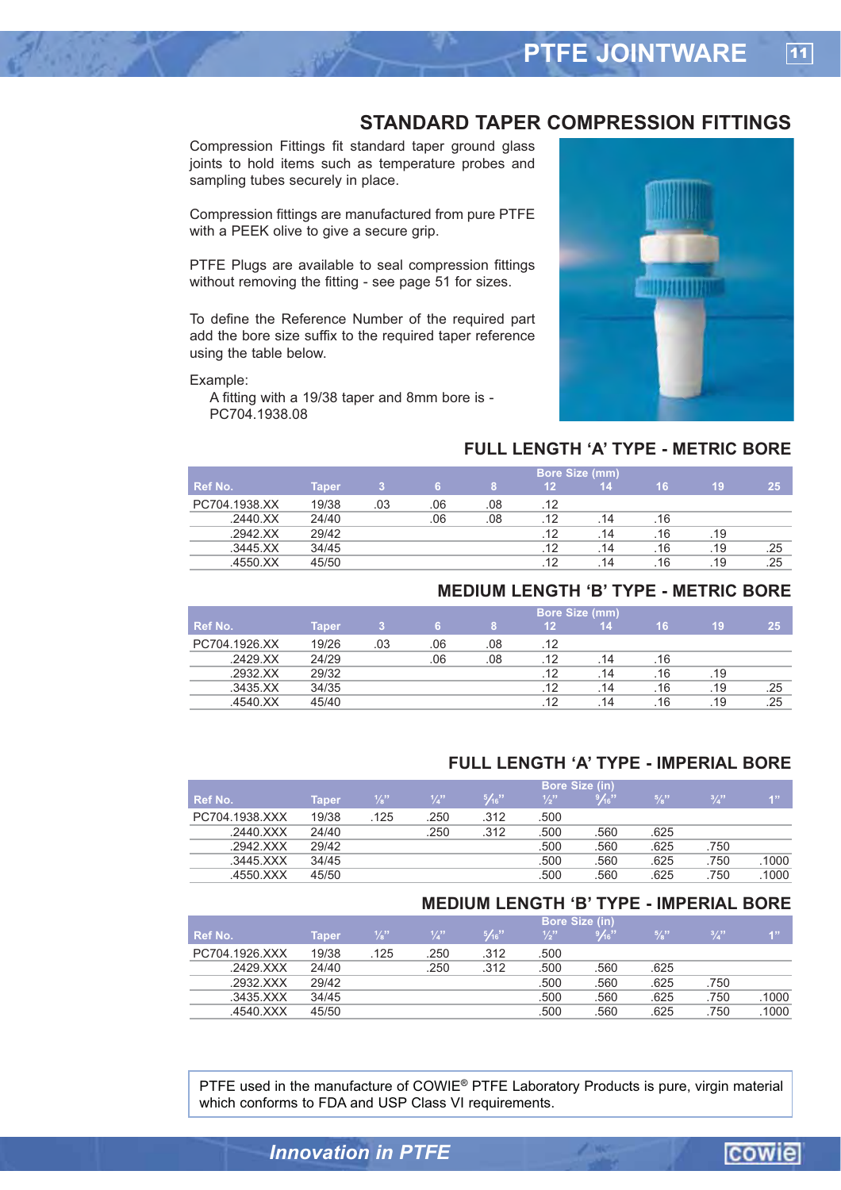## STANDARD TAPER COMPRESSION FITTINGS

Compression Fittings fit standard taper ground glass joints to hold items such as temperature probes and sampling tubes securely in place.

Compression fittings are manufactured from pure PTFE with a PEEK olive to give a secure grip.

PTFE Plugs are available to seal compression fittings without removing the fitting - see page 51 for sizes.

To define the Reference Number of the required part add the bore size suffix to the required taper reference using the table below.

Example:
A fitting with a 19/38 taper and 8mm bore is - PC704.1938.08

### FULL LENGTH 'A' TYPE - METRIC BORE

| Ref No. | Taper | Bore Size (mm) | | | | | | | |
|---|---|---|---|---|---|---|---|---|---|
| | | 3 | 6 | 8 | 12 | 14 | 16 | 19 | 25 |
| PC704.1938.XX | 19/38 | .03 | .06 | .08 | .12 | | | | |
| .2440.XX | 24/40 | | .06 | .08 | .12 | .14 | .16 | | |
| .2942.XX | 29/42 | | | | .12 | .14 | .16 | .19 | |
| .3445.XX | 34/45 | | | | .12 | .14 | .16 | .19 | .25 |
| .4550.XX | 45/50 | | | | .12 | .14 | .16 | .19 | .25 |

### MEDIUM LENGTH 'B' TYPE - METRIC BORE

| Ref No. | Taper | Bore Size (mm) | | | | | | | |
|---|---|---|---|---|---|---|---|---|---|
| | | 3 | 6 | 8 | 12 | 14 | 16 | 19 | 25 |
| PC704.1926.XX | 19/26 | .03 | .06 | .08 | .12 | | | | |
| .2429.XX | 24/29 | | .06 | .08 | .12 | .14 | .16 | | |
| .2932.XX | 29/32 | | | | .12 | .14 | .16 | .19 | |
| .3435.XX | 34/35 | | | | .12 | .14 | .16 | .19 | .25 |
| .4540.XX | 45/40 | | | | .12 | .14 | .16 | .19 | .25 |

### FULL LENGTH 'A' TYPE - IMPERIAL BORE

| Ref No. | Taper | Bore Size (in) | | | | | | | |
|---|---|---|---|---|---|---|---|---|---|
| | | 1/8" | 1/4" | 5/16" | 1/2" | 9/16" | 5/8" | 3/4" | 1" |
| PC704.1938.XXX | 19/38 | .125 | .250 | .312 | .500 | | | | |
| .2440.XXX | 24/40 | | .250 | .312 | .500 | .560 | .625 | | |
| .2942.XXX | 29/42 | | | | .500 | .560 | .625 | .750 | |
| .3445.XXX | 34/45 | | | | .500 | .560 | .625 | .750 | .1000 |
| .4550.XXX | 45/50 | | | | .500 | .560 | .625 | .750 | .1000 |

### MEDIUM LENGTH 'B' TYPE - IMPERIAL BORE

| Ref No. | Taper | Bore Size (in) | | | | | | | |
|---|---|---|---|---|---|---|---|---|---|
| | | 1/8" | 1/4" | 5/16" | 1/2" | 9/16" | 5/8" | 3/4" | 1" |
| PC704.1926.XXX | 19/38 | .125 | .250 | .312 | .500 | | | | |
| .2429.XXX | 24/40 | | .250 | .312 | .500 | .560 | .625 | | |
| .2932.XXX | 29/42 | | | | .500 | .560 | .625 | .750 | |
| .3435.XXX | 34/45 | | | | .500 | .560 | .625 | .750 | .1000 |
| .4540.XXX | 45/50 | | | | .500 | .560 | .625 | .750 | .1000 |

PTFE used in the manufacture of COWIE® PTFE Laboratory Products is pure, virgin material which conforms to FDA and USP Class VI requirements.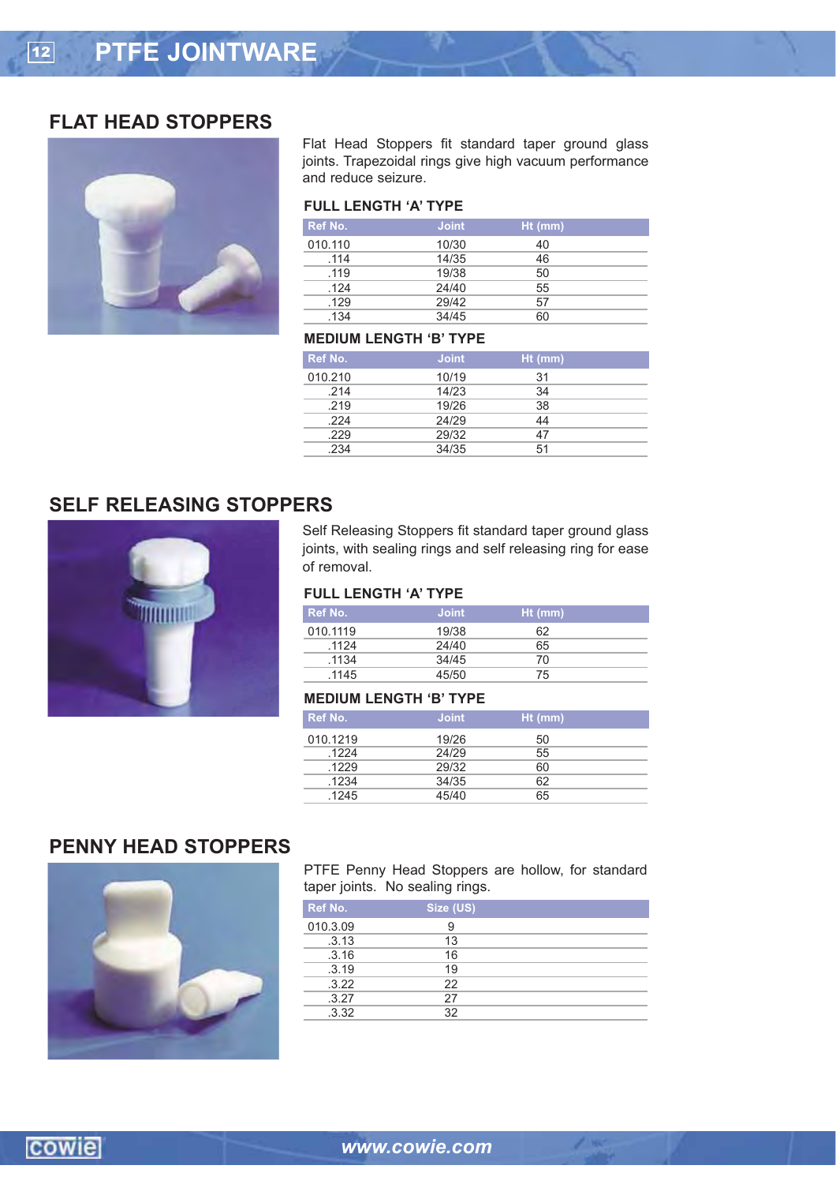# PTFE JOINTWARE

## FLAT HEAD STOPPERS

Flat Head Stoppers fit standard taper ground glass joints. Trapezoidal rings give high vacuum performance and reduce seizure.

### FULL LENGTH 'A' TYPE

| Ref No. | Joint | Ht (mm) |
|---|---|---|
| 010.110 | 10/30 | 40 |
| .114 | 14/35 | 46 |
| .119 | 19/38 | 50 |
| .124 | 24/40 | 55 |
| .129 | 29/42 | 57 |
| .134 | 34/45 | 60 |

### MEDIUM LENGTH 'B' TYPE

| Ref No. | Joint | Ht (mm) |
|---|---|---|
| 010.210 | 10/19 | 31 |
| .214 | 14/23 | 34 |
| .219 | 19/26 | 38 |
| .224 | 24/29 | 44 |
| .229 | 29/32 | 47 |
| .234 | 34/35 | 51 |

## SELF RELEASING STOPPERS

Self Releasing Stoppers fit standard taper ground glass joints, with sealing rings and self releasing ring for ease of removal.

### FULL LENGTH 'A' TYPE

| Ref No. | Joint | Ht (mm) |
|---|---|---|
| 010.1119 | 19/38 | 62 |
| .1124 | 24/40 | 65 |
| .1134 | 34/45 | 70 |
| .1145 | 45/50 | 75 |

### MEDIUM LENGTH 'B' TYPE

| Ref No. | Joint | Ht (mm) |
|---|---|---|
| 010.1219 | 19/26 | 50 |
| .1224 | 24/29 | 55 |
| .1229 | 29/32 | 60 |
| .1234 | 34/35 | 62 |
| .1245 | 45/40 | 65 |

## PENNY HEAD STOPPERS

PTFE Penny Head Stoppers are hollow, for standard taper joints. No sealing rings.

| Ref No. | Size (US) |
|---|---|
| 010.3.09 | 9 |
| .3.13 | 13 |
| .3.16 | 16 |
| .3.19 | 19 |
| .3.22 | 22 |
| .3.27 | 27 |
| .3.32 | 32 |

cowie

www.cowie.com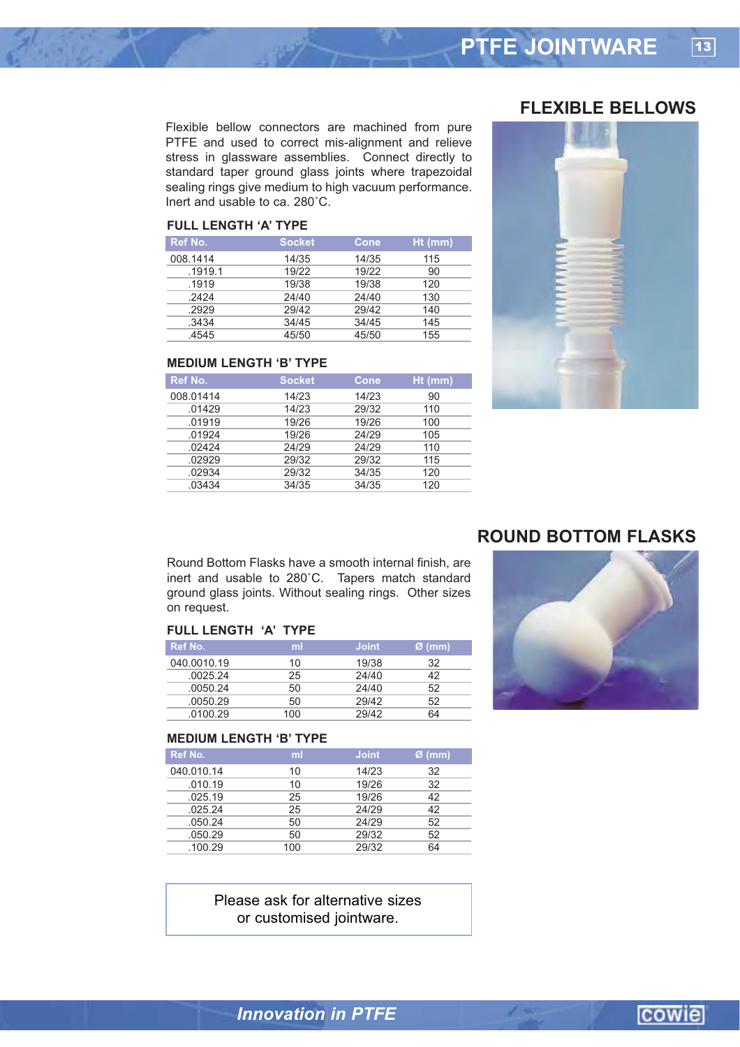## FLEXIBLE BELLOWS

Flexible bellow connectors are machined from pure PTFE and used to correct mis-alignment and relieve stress in glassware assemblies. Connect directly to standard taper ground glass joints where trapezoidal sealing rings give medium to high vacuum performance. Inert and usable to ca. 280˚C.

### FULL LENGTH 'A' TYPE

| Ref No. | Socket | Cone | Ht (mm) |
|---|---|---|---|
| 008.1414 | 14/35 | 14/35 | 115 |
| .1919.1 | 19/22 | 19/22 | 90 |
| .1919 | 19/38 | 19/38 | 120 |
| .2424 | 24/40 | 24/40 | 130 |
| .2929 | 29/42 | 29/42 | 140 |
| .3434 | 34/45 | 34/45 | 145 |
| .4545 | 45/50 | 45/50 | 155 |

### MEDIUM LENGTH 'B' TYPE

| Ref No. | Socket | Cone | Ht (mm) |
|---|---|---|---|
| 008.01414 | 14/23 | 14/23 | 90 |
| .01429 | 14/23 | 29/32 | 110 |
| .01919 | 19/26 | 19/26 | 100 |
| .01924 | 19/26 | 24/29 | 105 |
| .02424 | 24/29 | 24/29 | 110 |
| .02929 | 29/32 | 29/32 | 115 |
| .02934 | 29/32 | 34/35 | 120 |
| .03434 | 34/35 | 34/35 | 120 |

## ROUND BOTTOM FLASKS

Round Bottom Flasks have a smooth internal finish, are inert and usable to 280˚C. Tapers match standard ground glass joints. Without sealing rings. Other sizes on request.

### FULL LENGTH 'A' TYPE

| Ref No. | ml | Joint | Ø (mm) |
|---|---|---|---|
| 040.0010.19 | 10 | 19/38 | 32 |
| .0025.24 | 25 | 24/40 | 42 |
| .0050.24 | 50 | 24/40 | 52 |
| .0050.29 | 50 | 29/42 | 52 |
| .0100.29 | 100 | 29/42 | 64 |

### MEDIUM LENGTH 'B' TYPE

| Ref No. | ml | Joint | Ø (mm) |
|---|---|---|---|
| 040.010.14 | 10 | 14/23 | 32 |
| .010.19 | 10 | 19/26 | 32 |
| .025.19 | 25 | 19/26 | 42 |
| .025.24 | 25 | 24/29 | 42 |
| .050.24 | 50 | 24/29 | 52 |
| .050.29 | 50 | 29/32 | 52 |
| .100.29 | 100 | 29/32 | 64 |

Please ask for alternative sizes
or customised jointware.